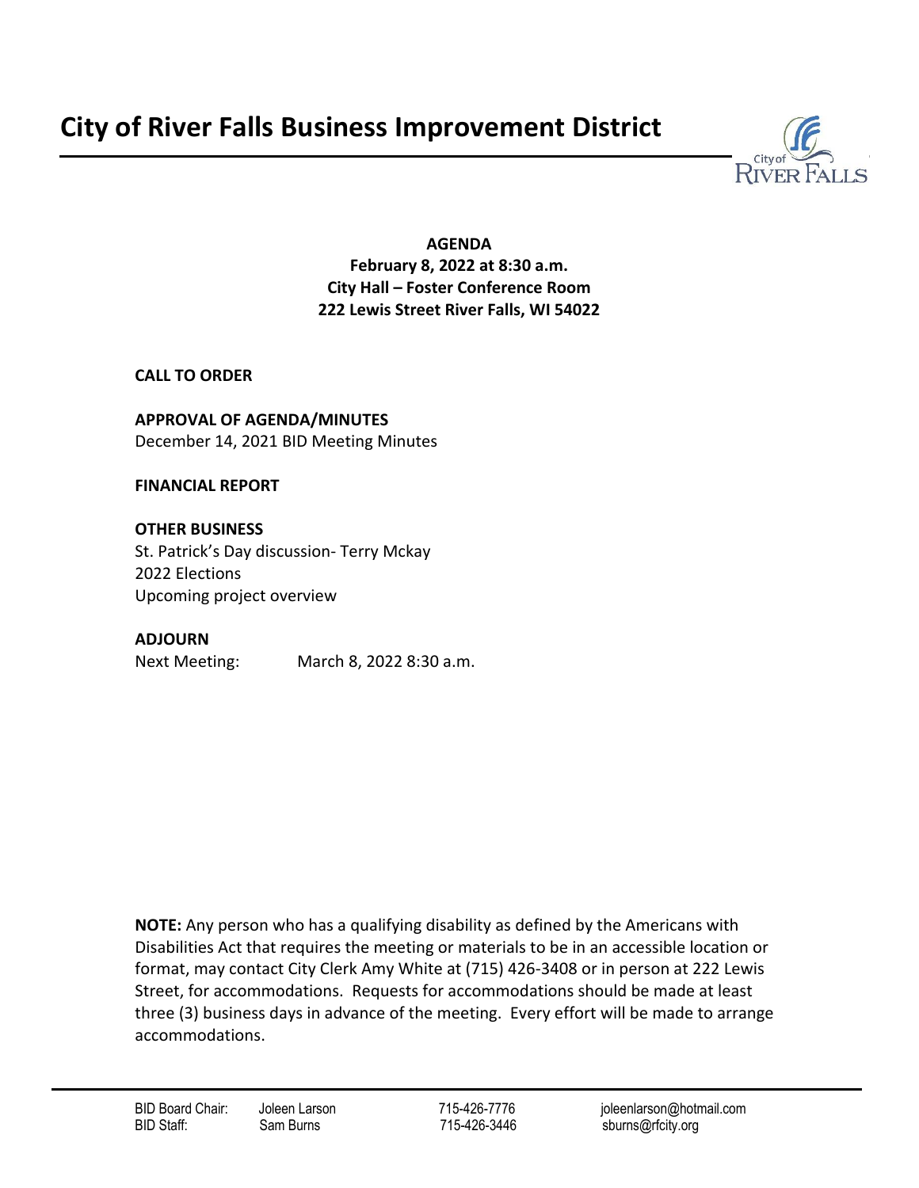# City of River Falls Business Improvement District

**AGENDA**
**February 8, 2022 at 8:30 a.m.**
**City Hall – Foster Conference Room**
**222 Lewis Street River Falls, WI 54022**

**CALL TO ORDER**

**APPROVAL OF AGENDA/MINUTES**
December 14, 2021 BID Meeting Minutes

**FINANCIAL REPORT**

**OTHER BUSINESS**
St. Patrick's Day discussion- Terry Mckay
2022 Elections
Upcoming project overview

**ADJOURN**
Next Meeting: March 8, 2022 8:30 a.m.

**NOTE:** Any person who has a qualifying disability as defined by the Americans with Disabilities Act that requires the meeting or materials to be in an accessible location or format, may contact City Clerk Amy White at (715) 426-3408 or in person at 222 Lewis Street, for accommodations. Requests for accommodations should be made at least three (3) business days in advance of the meeting. Every effort will be made to arrange accommodations.

| | | | |
|---|---|---|---|
| BID Board Chair: | Joleen Larson | 715-426-7776 | joleenlarson@hotmail.com |
| BID Staff: | Sam Burns | 715-426-3446 | sburns@rfcity.org |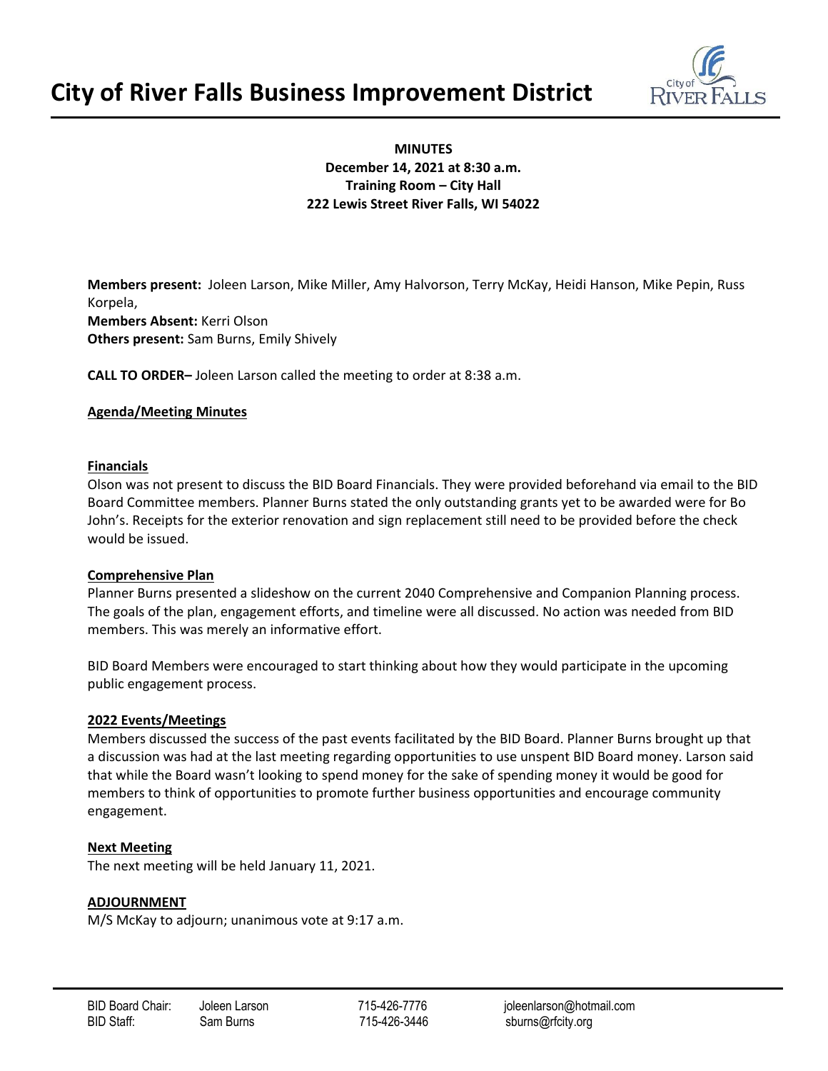# City of River Falls Business Improvement District

**MINUTES**
**December 14, 2021 at 8:30 a.m.**
**Training Room – City Hall**
**222 Lewis Street River Falls, WI 54022**

**Members present:** Joleen Larson, Mike Miller, Amy Halvorson, Terry McKay, Heidi Hanson, Mike Pepin, Russ Korpela,
**Members Absent:** Kerri Olson
**Others present:** Sam Burns, Emily Shively

**CALL TO ORDER–** Joleen Larson called the meeting to order at 8:38 a.m.

**Agenda/Meeting Minutes**

**Financials**

Olson was not present to discuss the BID Board Financials. They were provided beforehand via email to the BID Board Committee members. Planner Burns stated the only outstanding grants yet to be awarded were for Bo John's. Receipts for the exterior renovation and sign replacement still need to be provided before the check would be issued.

**Comprehensive Plan**

Planner Burns presented a slideshow on the current 2040 Comprehensive and Companion Planning process. The goals of the plan, engagement efforts, and timeline were all discussed. No action was needed from BID members. This was merely an informative effort.

BID Board Members were encouraged to start thinking about how they would participate in the upcoming public engagement process.

**2022 Events/Meetings**

Members discussed the success of the past events facilitated by the BID Board. Planner Burns brought up that a discussion was had at the last meeting regarding opportunities to use unspent BID Board money. Larson said that while the Board wasn't looking to spend money for the sake of spending money it would be good for members to think of opportunities to promote further business opportunities and encourage community engagement.

**Next Meeting**

The next meeting will be held January 11, 2021.

**ADJOURNMENT**

M/S McKay to adjourn; unanimous vote at 9:17 a.m.

| | | | |
|---|---|---|---|
| BID Board Chair: | Joleen Larson | 715-426-7776 | joleenlarson@hotmail.com |
| BID Staff: | Sam Burns | 715-426-3446 | sburns@rfcity.org |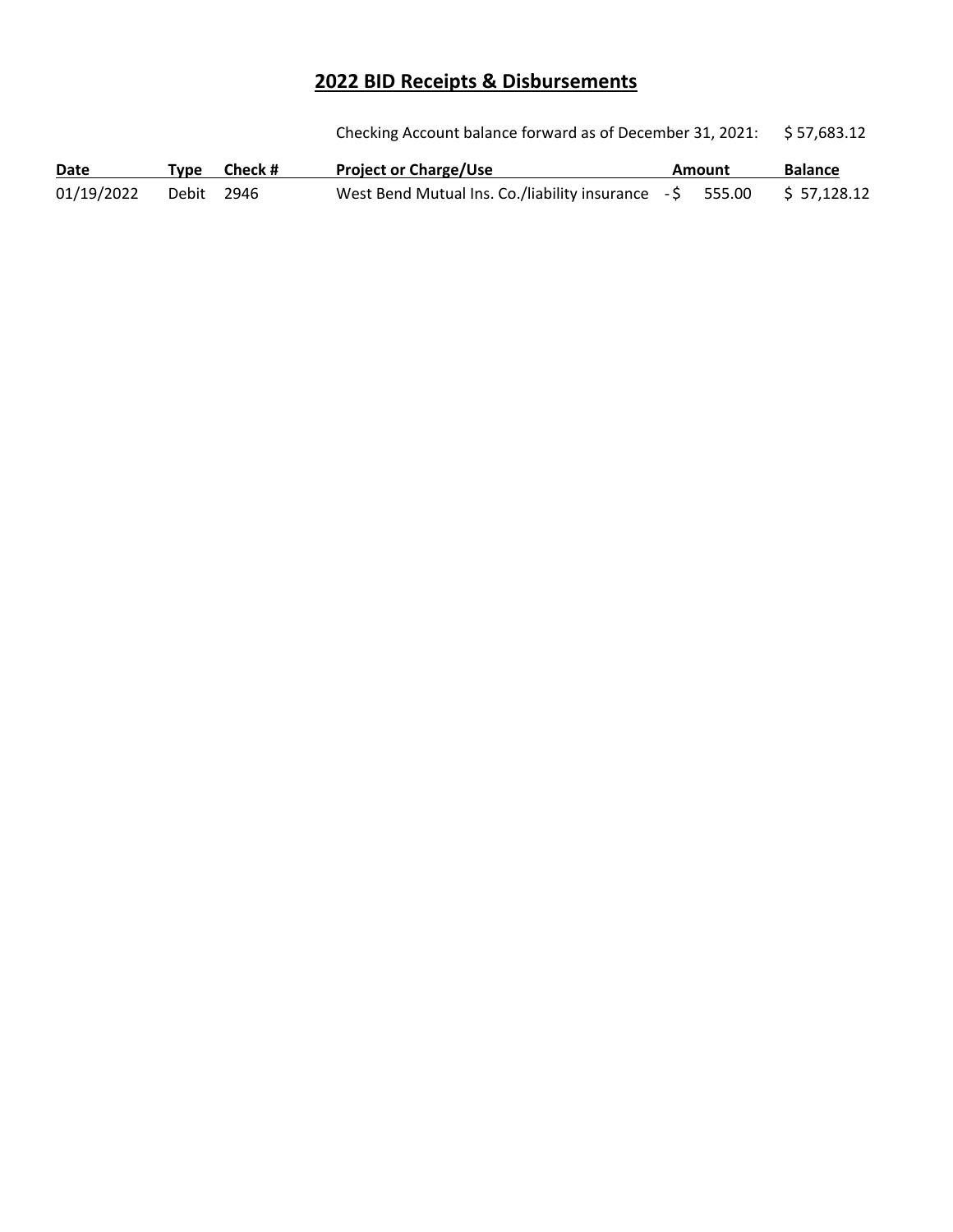# 2022 BID Receipts & Disbursements

Checking Account balance forward as of December 31, 2021: $ 57,683.12

| Date | Type | Check # | Project or Charge/Use | Amount | Balance |
|---|---|---|---|---|---|
| 01/19/2022 | Debit | 2946 | West Bend Mutual Ins. Co./liability insurance | -$ 555.00 | $ 57,128.12 |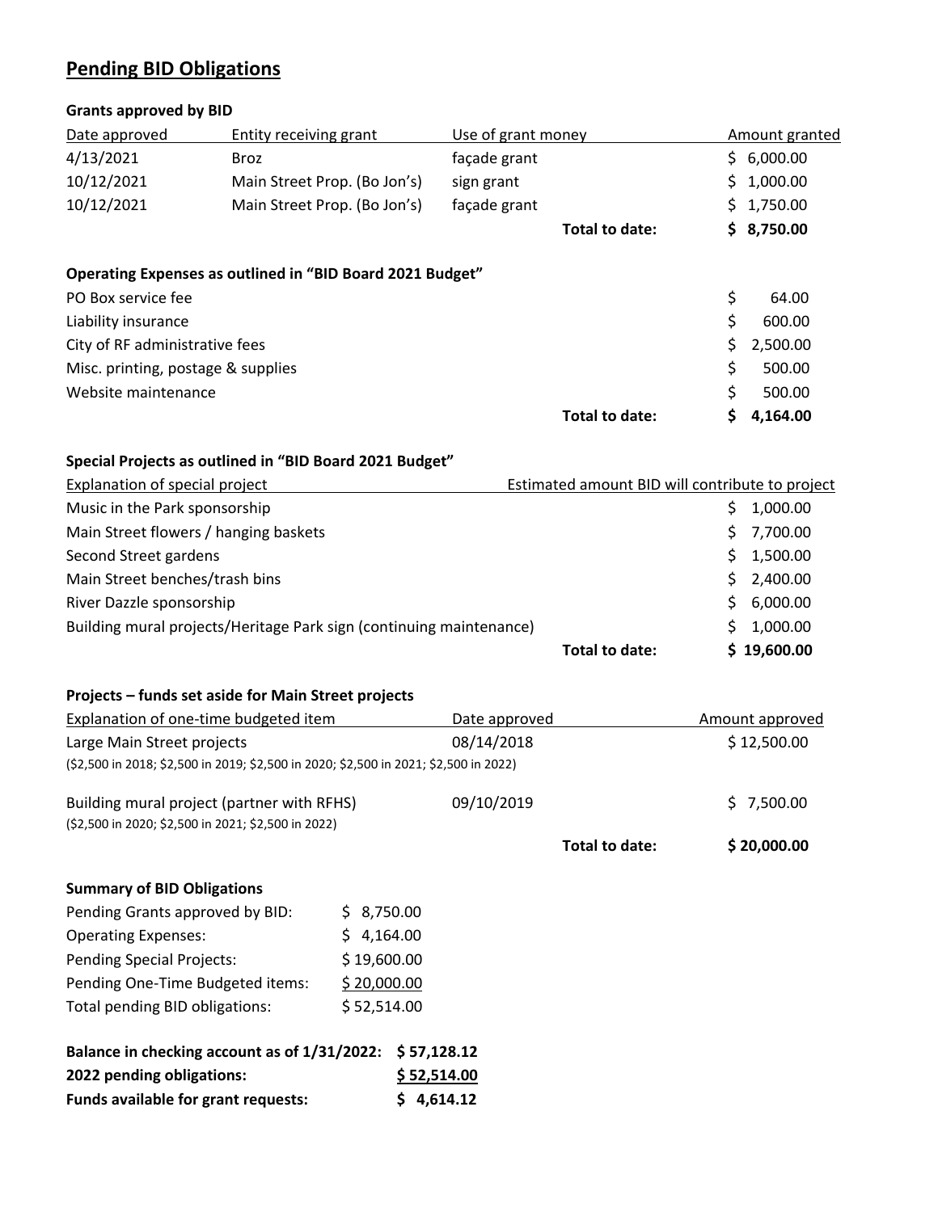# Pending BID Obligations

### Grants approved by BID

| Date approved | Entity receiving grant | Use of grant money | Amount granted |
|---|---|---|---|
| 4/13/2021 | Broz | façade grant | $ 6,000.00 |
| 10/12/2021 | Main Street Prop. (Bo Jon's) | sign grant | $ 1,000.00 |
| 10/12/2021 | Main Street Prop. (Bo Jon's) | façade grant | $ 1,750.00 |
| | | **Total to date:** | **$ 8,750.00** |

### Operating Expenses as outlined in "BID Board 2021 Budget"

| | |
|---|---|
| PO Box service fee | $ 64.00 |
| Liability insurance | $ 600.00 |
| City of RF administrative fees | $ 2,500.00 |
| Misc. printing, postage & supplies | $ 500.00 |
| Website maintenance | $ 500.00 |
| **Total to date:** | **$ 4,164.00** |

### Special Projects as outlined in "BID Board 2021 Budget"

| Explanation of special project | Estimated amount BID will contribute to project |
|---|---|
| Music in the Park sponsorship | $ 1,000.00 |
| Main Street flowers / hanging baskets | $ 7,700.00 |
| Second Street gardens | $ 1,500.00 |
| Main Street benches/trash bins | $ 2,400.00 |
| River Dazzle sponsorship | $ 6,000.00 |
| Building mural projects/Heritage Park sign (continuing maintenance) | $ 1,000.00 |
| **Total to date:** | **$ 19,600.00** |

### Projects – funds set aside for Main Street projects

| Explanation of one-time budgeted item | Date approved | Amount approved |
|---|---|---|
| Large Main Street projects<br>($2,500 in 2018; $2,500 in 2019; $2,500 in 2020; $2,500 in 2021; $2,500 in 2022) | 08/14/2018 | $ 12,500.00 |
| Building mural project (partner with RFHS)<br>($2,500 in 2020; $2,500 in 2021; $2,500 in 2022) | 09/10/2019 | $ 7,500.00 |
| | **Total to date:** | **$ 20,000.00** |

### Summary of BID Obligations

| | |
|---|---|
| Pending Grants approved by BID: | $ 8,750.00 |
| Operating Expenses: | $ 4,164.00 |
| Pending Special Projects: | $ 19,600.00 |
| Pending One-Time Budgeted items: | $ 20,000.00 |
| Total pending BID obligations: | $ 52,514.00 |

| | |
|---|---|
| **Balance in checking account as of 1/31/2022:** | **$ 57,128.12** |
| **2022 pending obligations:** | **$ 52,514.00** |
| **Funds available for grant requests:** | **$ 4,614.12** |